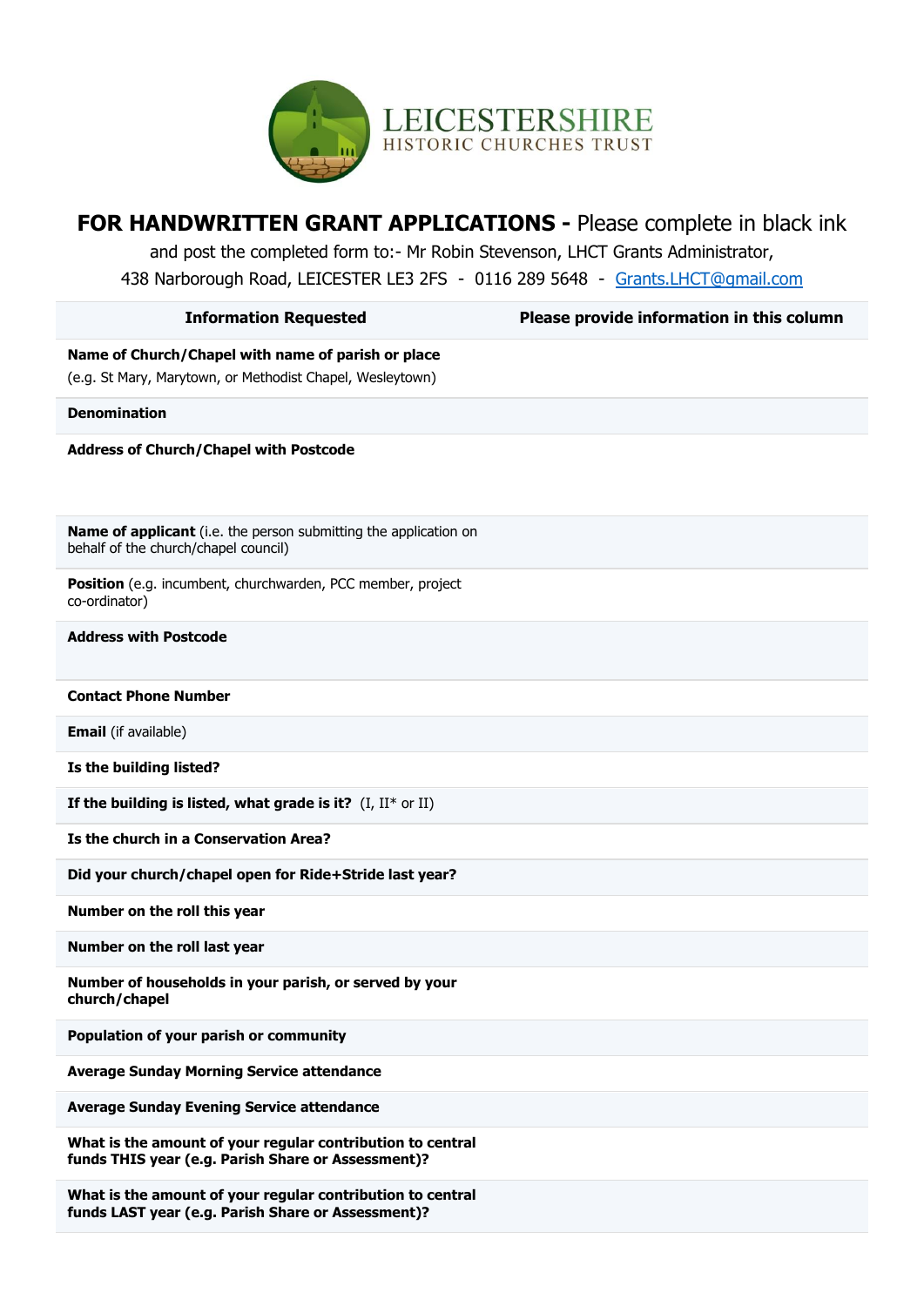# LEICESTERSHIRE HISTORIC CHURCHES TRUST

**FOR HANDWRITTEN GRANT APPLICATIONS -** Please complete in black ink and post the completed form to:- Mr Robin Stevenson, LHCT Grants Administrator, 438 Narborough Road, LEICESTER LE3 2FS - 0116 289 5648 - Grants.LHCT@gmail.com

| Information Requested | Please provide information in this column |
|---|---|
| **Name of Church/Chapel with name of parish or place** (e.g. St Mary, Marytown, or Methodist Chapel, Wesleytown) | |
| **Denomination** | |
| **Address of Church/Chapel with Postcode** | |
| **Name of applicant** (i.e. the person submitting the application on behalf of the church/chapel council) | |
| **Position** (e.g. incumbent, churchwarden, PCC member, project co-ordinator) | |
| **Address with Postcode** | |
| **Contact Phone Number** | |
| **Email** (if available) | |
| **Is the building listed?** | |
| **If the building is listed, what grade is it?** (I, II* or II) | |
| **Is the church in a Conservation Area?** | |
| **Did your church/chapel open for Ride+Stride last year?** | |
| **Number on the roll this year** | |
| **Number on the roll last year** | |
| **Number of households in your parish, or served by your church/chapel** | |
| **Population of your parish or community** | |
| **Average Sunday Morning Service attendance** | |
| **Average Sunday Evening Service attendance** | |
| **What is the amount of your regular contribution to central funds THIS year (e.g. Parish Share or Assessment)?** | |
| **What is the amount of your regular contribution to central funds LAST year (e.g. Parish Share or Assessment)?** | |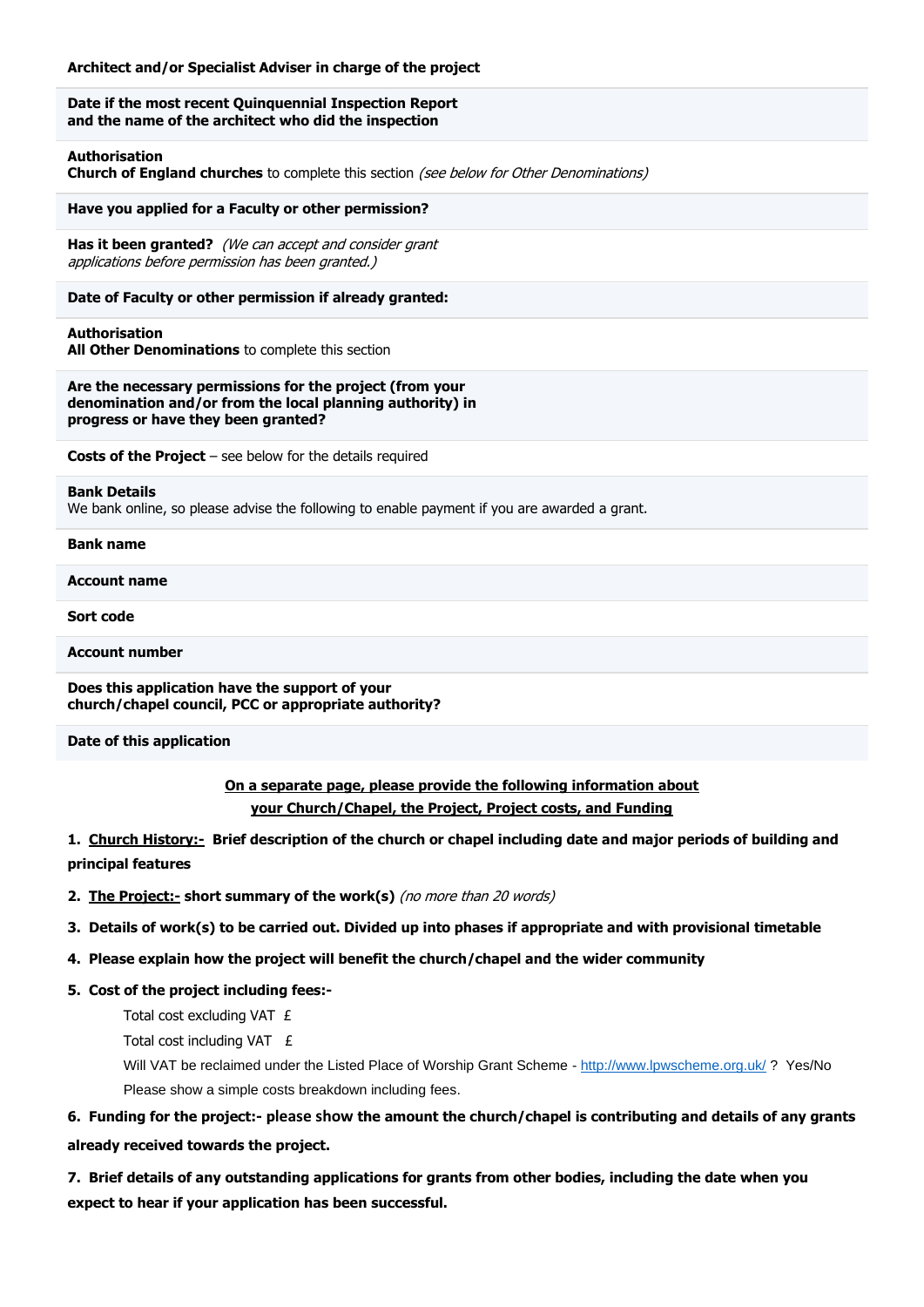**Architect and/or Specialist Adviser in charge of the project**

**Date if the most recent Quinquennial Inspection Report and the name of the architect who did the inspection**

**Authorisation**
**Church of England churches** to complete this section *(see below for Other Denominations)*

**Have you applied for a Faculty or other permission?**

**Has it been granted?** *(We can accept and consider grant applications before permission has been granted.)*

**Date of Faculty or other permission if already granted:**

**Authorisation**
**All Other Denominations** to complete this section

**Are the necessary permissions for the project (from your denomination and/or from the local planning authority) in progress or have they been granted?**

**Costs of the Project** – see below for the details required

**Bank Details**
We bank online, so please advise the following to enable payment if you are awarded a grant.

**Bank name**

**Account name**

**Sort code**

**Account number**

**Does this application have the support of your church/chapel council, PCC or appropriate authority?**

**Date of this application**

**On a separate page, please provide the following information about your Church/Chapel, the Project, Project costs, and Funding**

1. **Church History:- Brief description of the church or chapel including date and major periods of building and principal features**
2. **The Project:- short summary of the work(s)** *(no more than 20 words)*
3. **Details of work(s) to be carried out. Divided up into phases if appropriate and with provisional timetable**
4. **Please explain how the project will benefit the church/chapel and the wider community**
5. **Cost of the project including fees:-**

   Total cost excluding VAT £

   Total cost including VAT £

   Will VAT be reclaimed under the Listed Place of Worship Grant Scheme - http://www.lpwscheme.org.uk/ ? Yes/No

   Please show a simple costs breakdown including fees.
6. **Funding for the project:- please show the amount the church/chapel is contributing and details of any grants already received towards the project.**
7. **Brief details of any outstanding applications for grants from other bodies, including the date when you expect to hear if your application has been successful.**